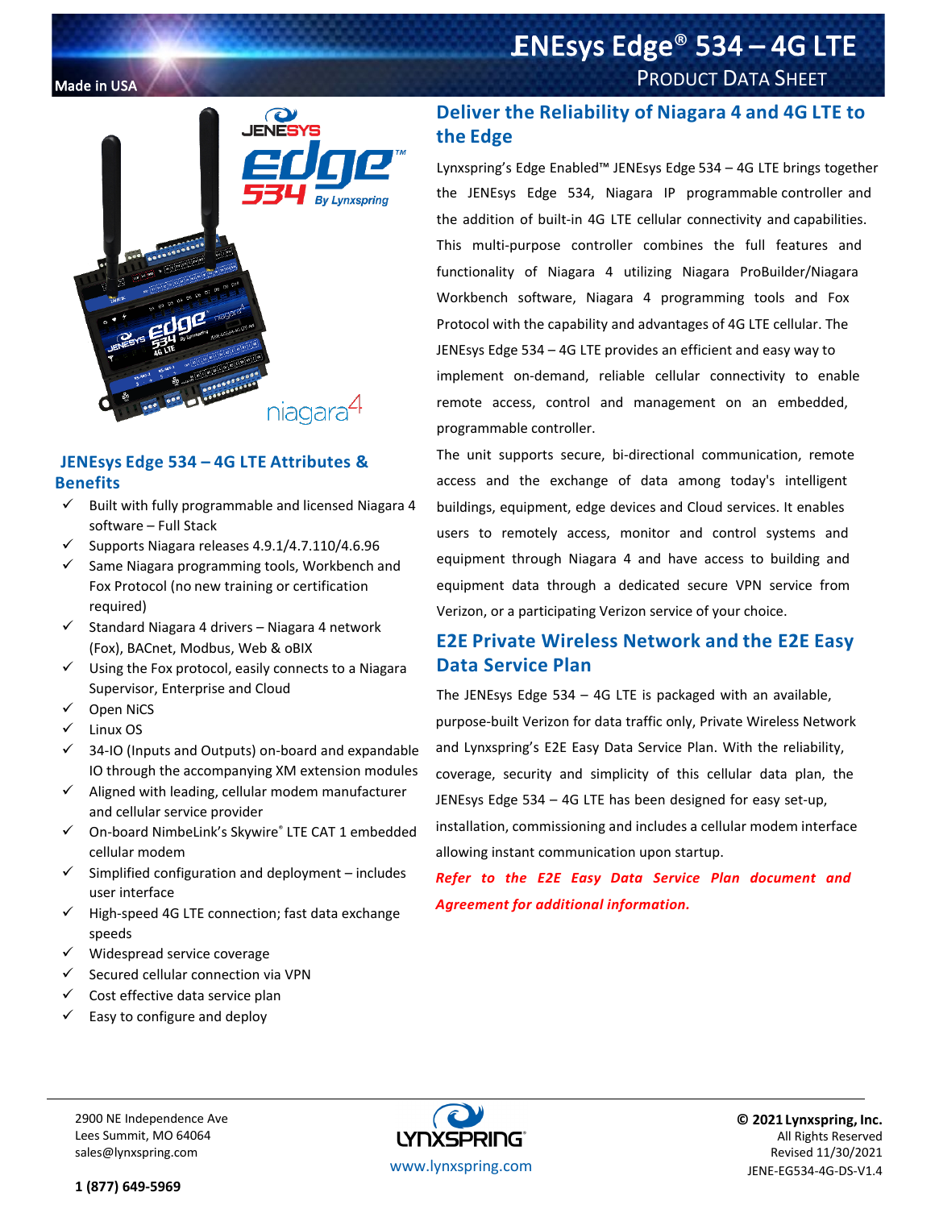Made in USA

# JENEsys Edge® 534 – 4G LTE

PRODUCT DATA SHEET

## JENEsys Edge 534 – 4G LTE Attributes & Benefits

- ✓ Built with fully programmable and licensed Niagara 4 software – Full Stack
- ✓ Supports Niagara releases 4.9.1/4.7.110/4.6.96
- ✓ Same Niagara programming tools, Workbench and Fox Protocol (no new training or certification required)
- ✓ Standard Niagara 4 drivers – Niagara 4 network (Fox), BACnet, Modbus, Web & oBIX
- ✓ Using the Fox protocol, easily connects to a Niagara Supervisor, Enterprise and Cloud
- ✓ Open NiCS
- ✓ Linux OS
- ✓ 34-IO (Inputs and Outputs) on-board and expandable IO through the accompanying XM extension modules
- ✓ Aligned with leading, cellular modem manufacturer and cellular service provider
- ✓ On-board NimbeLink's Skywire® LTE CAT 1 embedded cellular modem
- ✓ Simplified configuration and deployment – includes user interface
- ✓ High-speed 4G LTE connection; fast data exchange speeds
- ✓ Widespread service coverage
- ✓ Secured cellular connection via VPN
- ✓ Cost effective data service plan
- ✓ Easy to configure and deploy

## Deliver the Reliability of Niagara 4 and 4G LTE to the Edge

Lynxspring's Edge Enabled™ JENEsys Edge 534 – 4G LTE brings together the JENEsys Edge 534, Niagara IP programmable controller and the addition of built-in 4G LTE cellular connectivity and capabilities. This multi-purpose controller combines the full features and functionality of Niagara 4 utilizing Niagara ProBuilder/Niagara Workbench software, Niagara 4 programming tools and Fox Protocol with the capability and advantages of 4G LTE cellular. The JENEsys Edge 534 – 4G LTE provides an efficient and easy way to implement on-demand, reliable cellular connectivity to enable remote access, control and management on an embedded, programmable controller.

The unit supports secure, bi-directional communication, remote access and the exchange of data among today's intelligent buildings, equipment, edge devices and Cloud services. It enables users to remotely access, monitor and control systems and equipment through Niagara 4 and have access to building and equipment data through a dedicated secure VPN service from Verizon, or a participating Verizon service of your choice.

## E2E Private Wireless Network and the E2E Easy Data Service Plan

The JENEsys Edge 534 – 4G LTE is packaged with an available, purpose-built Verizon for data traffic only, Private Wireless Network and Lynxspring's E2E Easy Data Service Plan. With the reliability, coverage, security and simplicity of this cellular data plan, the JENEsys Edge 534 – 4G LTE has been designed for easy set-up, installation, commissioning and includes a cellular modem interface allowing instant communication upon startup.

***Refer to the E2E Easy Data Service Plan document and Agreement for additional information.***

2900 NE Independence Ave
Lees Summit, MO 64064
sales@lynxspring.com

**1 (877) 649-5969**

www.lynxspring.com

**© 2021 Lynxspring, Inc.**
All Rights Reserved
Revised 11/30/2021
JENE-EG534-4G-DS-V1.4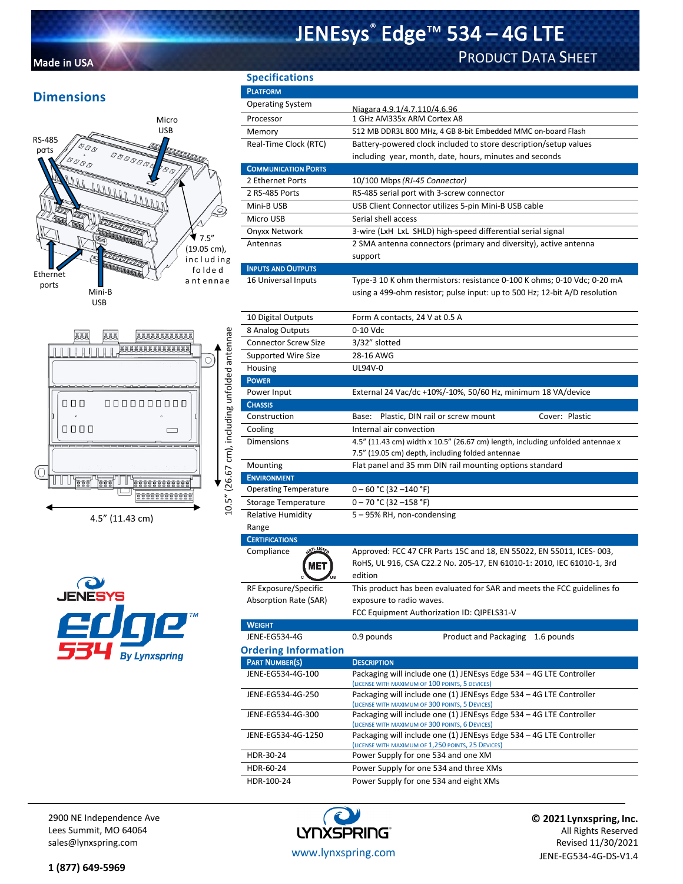# JENEsys® Edge™ 534 – 4G LTE

PRODUCT DATA SHEET

Made in USA

## Dimensions

Micro USB

RS-485 ports

Ethernet ports

Mini-B USB

7.5" (19.05 cm), including folded antenna

10.5" (26.67 cm), including unfolded antennae

4.5" (11.43 cm)

## Specifications

| PLATFORM | |
|---|---|
| Operating System | Niagara 4.9.1/4.7.110/4.6.96 |
| Processor | 1 GHz AM335x ARM Cortex A8 |
| Memory | 512 MB DDR3L 800 MHz, 4 GB 8-bit Embedded MMC on-board Flash |
| Real-Time Clock (RTC) | Battery-powered clock included to store description/setup values including year, month, date, hours, minutes and seconds |
| **COMMUNICATION PORTS** | |
| 2 Ethernet Ports | 10/100 Mbps *(RJ-45 Connector)* |
| 2 RS-485 Ports | RS-485 serial port with 3-screw connector |
| Mini-B USB | USB Client Connector utilizes 5-pin Mini-B USB cable |
| Micro USB | Serial shell access |
| Onyxx Network | 3-wire (LxH LxL SHLD) high-speed differential serial signal |
| Antennas | 2 SMA antenna connectors (primary and diversity), active antenna support |
| **INPUTS AND OUTPUTS** | |
| 16 Universal Inputs | Type-3 10 K ohm thermistors: resistance 0-100 K ohms; 0-10 Vdc; 0-20 mA using a 499-ohm resistor; pulse input: up to 500 Hz; 12-bit A/D resolution |
| 10 Digital Outputs | Form A contacts, 24 V at 0.5 A |
| 8 Analog Outputs | 0-10 Vdc |
| Connector Screw Size | 3/32" slotted |
| Supported Wire Size | 28-16 AWG |
| Housing | UL94V-0 |
| **POWER** | |
| Power Input | External 24 Vac/dc +10%/-10%, 50/60 Hz, minimum 18 VA/device |
| **CHASSIS** | |
| Construction | Base: Plastic, DIN rail or screw mount Cover: Plastic |
| Cooling | Internal air convection |
| Dimensions | 4.5" (11.43 cm) width x 10.5" (26.67 cm) length, including unfolded antennae x 7.5" (19.05 cm) depth, including folded antennae |
| Mounting | Flat panel and 35 mm DIN rail mounting options standard |
| **ENVIRONMENT** | |
| Operating Temperature | 0 – 60 °C (32 –140 °F) |
| Storage Temperature | 0 – 70 °C (32 –158 °F) |
| Relative Humidity Range | 5 – 95% RH, non-condensing |
| **CERTIFICATIONS** | |
| Compliance | Approved: FCC 47 CFR Parts 15C and 18, EN 55022, EN 55011, ICES- 003, RoHS, UL 916, CSA C22.2 No. 205-17, EN 61010-1: 2010, IEC 61010-1, 3rd edition |
| RF Exposure/Specific Absorption Rate (SAR) | This product has been evaluated for SAR and meets the FCC guidelines fo exposure to radio waves. FCC Equipment Authorization ID: QIPELS31-V |
| **WEIGHT** | |
| JENE-EG534-4G | 0.9 pounds Product and Packaging 1.6 pounds |

## Ordering Information

| PART NUMBER(S) | DESCRIPTION |
|---|---|
| JENE-EG534-4G-100 | Packaging will include one (1) JENEsys Edge 534 – 4G LTE Controller (LICENSE WITH MAXIMUM OF 100 POINTS, 5 DEVICES) |
| JENE-EG534-4G-250 | Packaging will include one (1) JENEsys Edge 534 – 4G LTE Controller (LICENSE WITH MAXIMUM OF 300 POINTS, 5 DEVICES) |
| JENE-EG534-4G-300 | Packaging will include one (1) JENEsys Edge 534 – 4G LTE Controller (LICENSE WITH MAXIMUM OF 300 POINTS, 6 DEVICES) |
| JENE-EG534-4G-1250 | Packaging will include one (1) JENEsys Edge 534 – 4G LTE Controller (LICENSE WITH MAXIMUM OF 1,250 POINTS, 25 DEVICES) |
| HDR-30-24 | Power Supply for one 534 and one XM |
| HDR-60-24 | Power Supply for one 534 and three XMs |
| HDR-100-24 | Power Supply for one 534 and eight XMs |

2900 NE Independence Ave
Lees Summit, MO 64064
sales@lynxspring.com

**1 (877) 649-5969**

www.lynxspring.com

**© 2021 Lynxspring, Inc.**
All Rights Reserved
Revised 11/30/2021
JENE-EG534-4G-DS-V1.4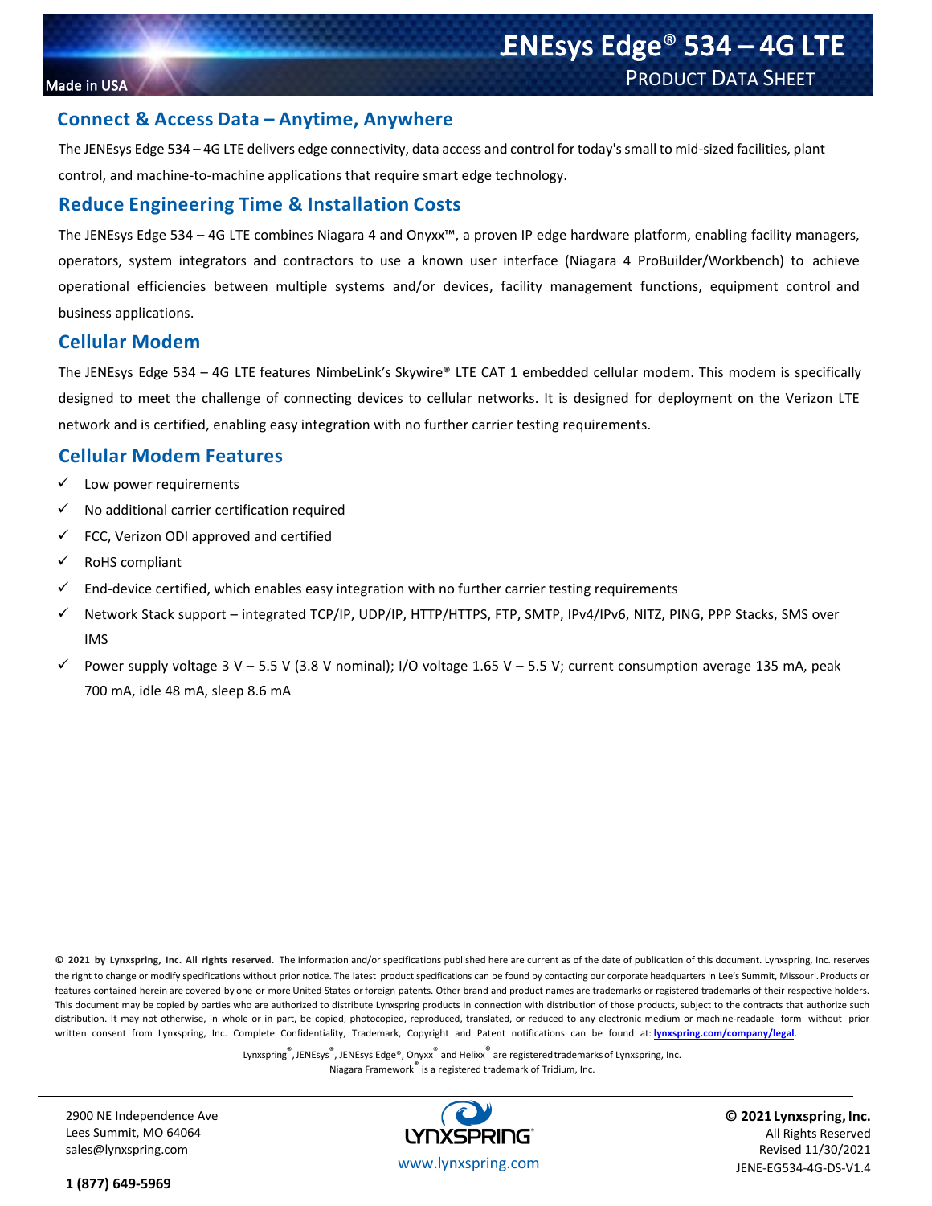## Connect & Access Data – Anytime, Anywhere

The JENEsys Edge 534 – 4G LTE delivers edge connectivity, data access and control for today's small to mid-sized facilities, plant control, and machine-to-machine applications that require smart edge technology.

## Reduce Engineering Time & Installation Costs

The JENEsys Edge 534 – 4G LTE combines Niagara 4 and Onyxx™, a proven IP edge hardware platform, enabling facility managers, operators, system integrators and contractors to use a known user interface (Niagara 4 ProBuilder/Workbench) to achieve operational efficiencies between multiple systems and/or devices, facility management functions, equipment control and business applications.

## Cellular Modem

The JENEsys Edge 534 – 4G LTE features NimbeLink's Skywire® LTE CAT 1 embedded cellular modem. This modem is specifically designed to meet the challenge of connecting devices to cellular networks. It is designed for deployment on the Verizon LTE network and is certified, enabling easy integration with no further carrier testing requirements.

## Cellular Modem Features

- ✓ Low power requirements
- ✓ No additional carrier certification required
- ✓ FCC, Verizon ODI approved and certified
- ✓ RoHS compliant
- ✓ End-device certified, which enables easy integration with no further carrier testing requirements
- ✓ Network Stack support – integrated TCP/IP, UDP/IP, HTTP/HTTPS, FTP, SMTP, IPv4/IPv6, NITZ, PING, PPP Stacks, SMS over IMS
- ✓ Power supply voltage 3 V – 5.5 V (3.8 V nominal); I/O voltage 1.65 V – 5.5 V; current consumption average 135 mA, peak 700 mA, idle 48 mA, sleep 8.6 mA

**© 2021 by Lynxspring, Inc. All rights reserved.** The information and/or specifications published here are current as of the date of publication of this document. Lynxspring, Inc. reserves the right to change or modify specifications without prior notice. The latest product specifications can be found by contacting our corporate headquarters in Lee's Summit, Missouri. Products or features contained herein are covered by one or more United States or foreign patents. Other brand and product names are trademarks or registered trademarks of their respective holders. This document may be copied by parties who are authorized to distribute Lynxspring products in connection with distribution of those products, subject to the contracts that authorize such distribution. It may not otherwise, in whole or in part, be copied, photocopied, reproduced, translated, or reduced to any electronic medium or machine-readable form without prior written consent from Lynxspring, Inc. Complete Confidentiality, Trademark, Copyright and Patent notifications can be found at: lynxspring.com/company/legal.

Lynxspring®, JENEsys®, JENEsys Edge®, Onyxx® and Helixx® are registered trademarks of Lynxspring, Inc.
Niagara Framework® is a registered trademark of Tridium, Inc.

2900 NE Independence Ave
Lees Summit, MO 64064
sales@lynxspring.com

**1 (877) 649-5969**

LYNXSPRING
www.lynxspring.com

**© 2021 Lynxspring, Inc.**
All Rights Reserved
Revised 11/30/2021
JENE-EG534-4G-DS-V1.4